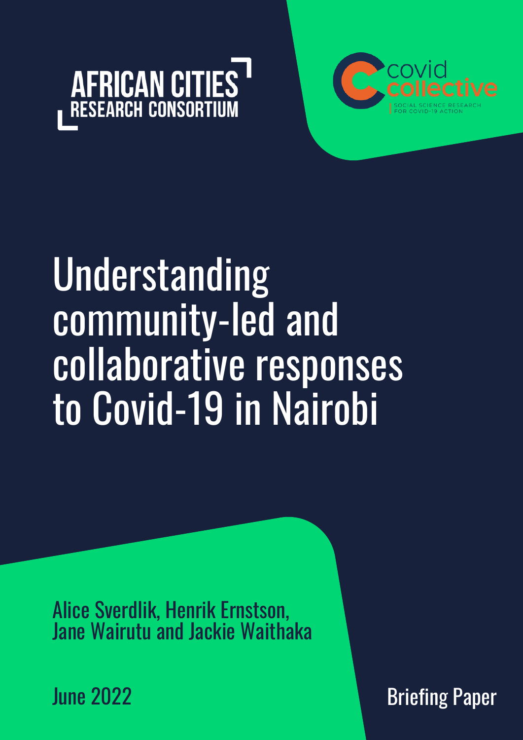AFRICAN CITIES RESEARCH CONSORTIUM

covid collective
SOCIAL SCIENCE RESEARCH FOR COVID-19 ACTION

# Understanding community-led and collaborative responses to Covid-19 in Nairobi

Alice Sverdlik, Henrik Ernstson, Jane Wairutu and Jackie Waithaka

June 2022

Briefing Paper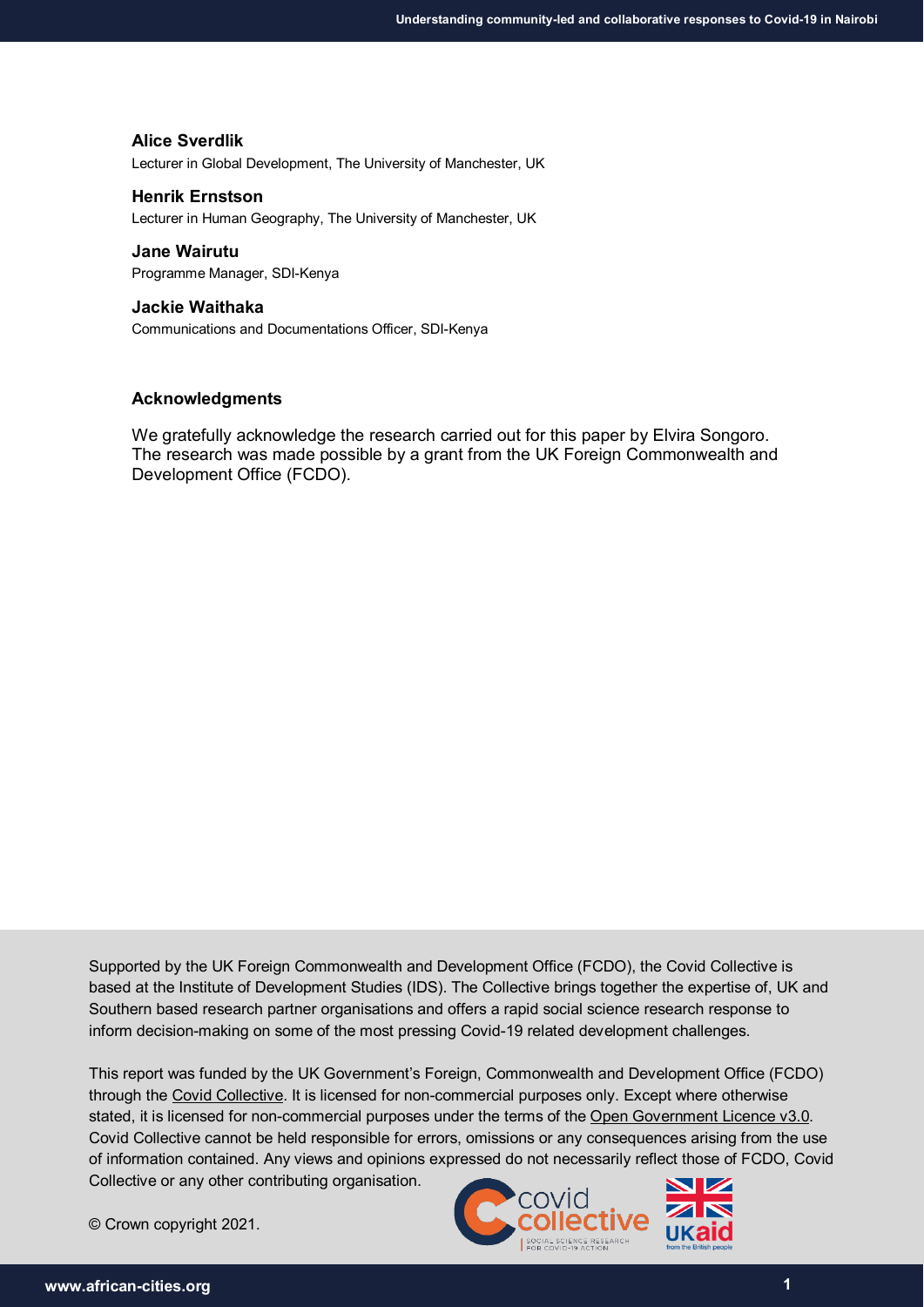**Alice Sverdlik**
Lecturer in Global Development, The University of Manchester, UK

**Henrik Ernstson**
Lecturer in Human Geography, The University of Manchester, UK

**Jane Wairutu**
Programme Manager, SDI-Kenya

**Jackie Waithaka**
Communications and Documentations Officer, SDI-Kenya

## Acknowledgments

We gratefully acknowledge the research carried out for this paper by Elvira Songoro. The research was made possible by a grant from the UK Foreign Commonwealth and Development Office (FCDO).

Supported by the UK Foreign Commonwealth and Development Office (FCDO), the Covid Collective is based at the Institute of Development Studies (IDS). The Collective brings together the expertise of, UK and Southern based research partner organisations and offers a rapid social science research response to inform decision-making on some of the most pressing Covid-19 related development challenges.

This report was funded by the UK Government's Foreign, Commonwealth and Development Office (FCDO) through the Covid Collective. It is licensed for non-commercial purposes only. Except where otherwise stated, it is licensed for non-commercial purposes under the terms of the Open Government Licence v3.0. Covid Collective cannot be held responsible for errors, omissions or any consequences arising from the use of information contained. Any views and opinions expressed do not necessarily reflect those of FCDO, Covid Collective or any other contributing organisation.

© Crown copyright 2021.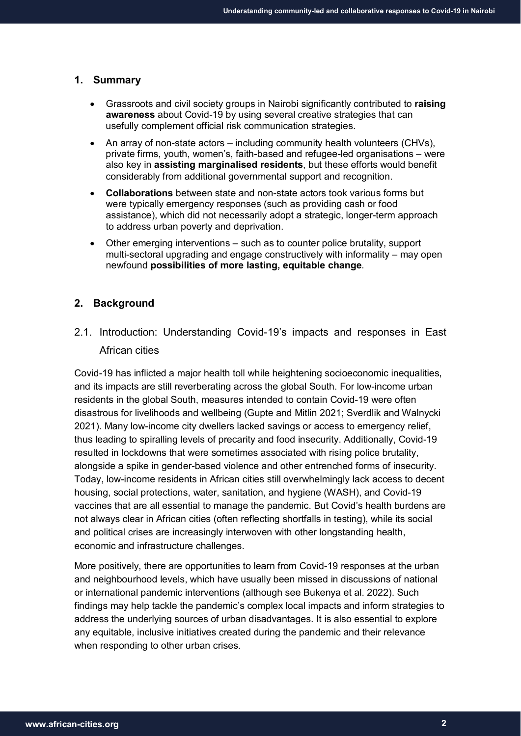## 1. Summary

- Grassroots and civil society groups in Nairobi significantly contributed to **raising awareness** about Covid-19 by using several creative strategies that can usefully complement official risk communication strategies.
- An array of non-state actors – including community health volunteers (CHVs), private firms, youth, women's, faith-based and refugee-led organisations – were also key in **assisting marginalised residents**, but these efforts would benefit considerably from additional governmental support and recognition.
- **Collaborations** between state and non-state actors took various forms but were typically emergency responses (such as providing cash or food assistance), which did not necessarily adopt a strategic, longer-term approach to address urban poverty and deprivation.
- Other emerging interventions – such as to counter police brutality, support multi-sectoral upgrading and engage constructively with informality – may open newfound **possibilities of more lasting, equitable change**.

## 2. Background

### 2.1. Introduction: Understanding Covid-19's impacts and responses in East African cities

Covid-19 has inflicted a major health toll while heightening socioeconomic inequalities, and its impacts are still reverberating across the global South. For low-income urban residents in the global South, measures intended to contain Covid-19 were often disastrous for livelihoods and wellbeing (Gupte and Mitlin 2021; Sverdlik and Walnycki 2021). Many low-income city dwellers lacked savings or access to emergency relief, thus leading to spiralling levels of precarity and food insecurity. Additionally, Covid-19 resulted in lockdowns that were sometimes associated with rising police brutality, alongside a spike in gender-based violence and other entrenched forms of insecurity. Today, low-income residents in African cities still overwhelmingly lack access to decent housing, social protections, water, sanitation, and hygiene (WASH), and Covid-19 vaccines that are all essential to manage the pandemic. But Covid's health burdens are not always clear in African cities (often reflecting shortfalls in testing), while its social and political crises are increasingly interwoven with other longstanding health, economic and infrastructure challenges.

More positively, there are opportunities to learn from Covid-19 responses at the urban and neighbourhood levels, which have usually been missed in discussions of national or international pandemic interventions (although see Bukenya et al. 2022). Such findings may help tackle the pandemic's complex local impacts and inform strategies to address the underlying sources of urban disadvantages. It is also essential to explore any equitable, inclusive initiatives created during the pandemic and their relevance when responding to other urban crises.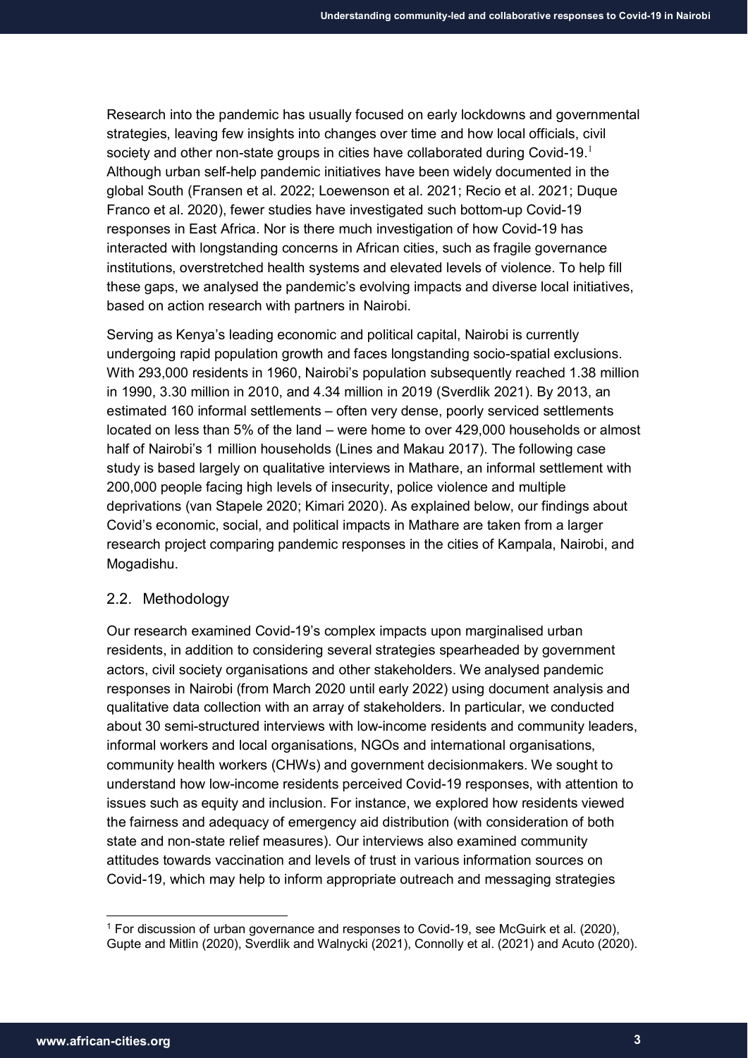Research into the pandemic has usually focused on early lockdowns and governmental strategies, leaving few insights into changes over time and how local officials, civil society and other non-state groups in cities have collaborated during Covid-19.[1] Although urban self-help pandemic initiatives have been widely documented in the global South (Fransen et al. 2022; Loewenson et al. 2021; Recio et al. 2021; Duque Franco et al. 2020), fewer studies have investigated such bottom-up Covid-19 responses in East Africa. Nor is there much investigation of how Covid-19 has interacted with longstanding concerns in African cities, such as fragile governance institutions, overstretched health systems and elevated levels of violence. To help fill these gaps, we analysed the pandemic's evolving impacts and diverse local initiatives, based on action research with partners in Nairobi.

Serving as Kenya's leading economic and political capital, Nairobi is currently undergoing rapid population growth and faces longstanding socio-spatial exclusions. With 293,000 residents in 1960, Nairobi's population subsequently reached 1.38 million in 1990, 3.30 million in 2010, and 4.34 million in 2019 (Sverdlik 2021). By 2013, an estimated 160 informal settlements – often very dense, poorly serviced settlements located on less than 5% of the land – were home to over 429,000 households or almost half of Nairobi's 1 million households (Lines and Makau 2017). The following case study is based largely on qualitative interviews in Mathare, an informal settlement with 200,000 people facing high levels of insecurity, police violence and multiple deprivations (van Stapele 2020; Kimari 2020). As explained below, our findings about Covid's economic, social, and political impacts in Mathare are taken from a larger research project comparing pandemic responses in the cities of Kampala, Nairobi, and Mogadishu.

## 2.2. Methodology

Our research examined Covid-19's complex impacts upon marginalised urban residents, in addition to considering several strategies spearheaded by government actors, civil society organisations and other stakeholders. We analysed pandemic responses in Nairobi (from March 2020 until early 2022) using document analysis and qualitative data collection with an array of stakeholders. In particular, we conducted about 30 semi-structured interviews with low-income residents and community leaders, informal workers and local organisations, NGOs and international organisations, community health workers (CHWs) and government decisionmakers. We sought to understand how low-income residents perceived Covid-19 responses, with attention to issues such as equity and inclusion. For instance, we explored how residents viewed the fairness and adequacy of emergency aid distribution (with consideration of both state and non-state relief measures). Our interviews also examined community attitudes towards vaccination and levels of trust in various information sources on Covid-19, which may help to inform appropriate outreach and messaging strategies

---

[1] For discussion of urban governance and responses to Covid-19, see McGuirk et al. (2020), Gupte and Mitlin (2020), Sverdlik and Walnycki (2021), Connolly et al. (2021) and Acuto (2020).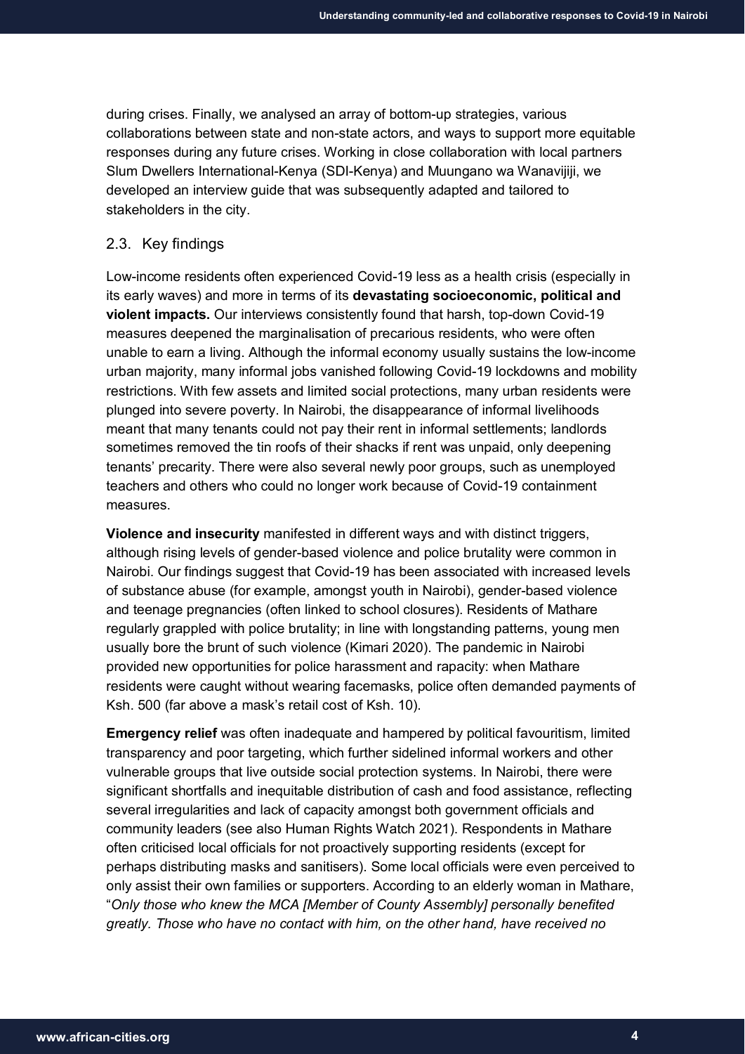during crises. Finally, we analysed an array of bottom-up strategies, various collaborations between state and non-state actors, and ways to support more equitable responses during any future crises. Working in close collaboration with local partners Slum Dwellers International-Kenya (SDI-Kenya) and Muungano wa Wanavijiji, we developed an interview guide that was subsequently adapted and tailored to stakeholders in the city.

### 2.3. Key findings

Low-income residents often experienced Covid-19 less as a health crisis (especially in its early waves) and more in terms of its **devastating socioeconomic, political and violent impacts.** Our interviews consistently found that harsh, top-down Covid-19 measures deepened the marginalisation of precarious residents, who were often unable to earn a living. Although the informal economy usually sustains the low-income urban majority, many informal jobs vanished following Covid-19 lockdowns and mobility restrictions. With few assets and limited social protections, many urban residents were plunged into severe poverty. In Nairobi, the disappearance of informal livelihoods meant that many tenants could not pay their rent in informal settlements; landlords sometimes removed the tin roofs of their shacks if rent was unpaid, only deepening tenants' precarity. There were also several newly poor groups, such as unemployed teachers and others who could no longer work because of Covid-19 containment measures.

**Violence and insecurity** manifested in different ways and with distinct triggers, although rising levels of gender-based violence and police brutality were common in Nairobi. Our findings suggest that Covid-19 has been associated with increased levels of substance abuse (for example, amongst youth in Nairobi), gender-based violence and teenage pregnancies (often linked to school closures). Residents of Mathare regularly grappled with police brutality; in line with longstanding patterns, young men usually bore the brunt of such violence (Kimari 2020). The pandemic in Nairobi provided new opportunities for police harassment and rapacity: when Mathare residents were caught without wearing facemasks, police often demanded payments of Ksh. 500 (far above a mask's retail cost of Ksh. 10).

**Emergency relief** was often inadequate and hampered by political favouritism, limited transparency and poor targeting, which further sidelined informal workers and other vulnerable groups that live outside social protection systems. In Nairobi, there were significant shortfalls and inequitable distribution of cash and food assistance, reflecting several irregularities and lack of capacity amongst both government officials and community leaders (see also Human Rights Watch 2021). Respondents in Mathare often criticised local officials for not proactively supporting residents (except for perhaps distributing masks and sanitisers). Some local officials were even perceived to only assist their own families or supporters. According to an elderly woman in Mathare, "*Only those who knew the MCA [Member of County Assembly] personally benefited greatly. Those who have no contact with him, on the other hand, have received no*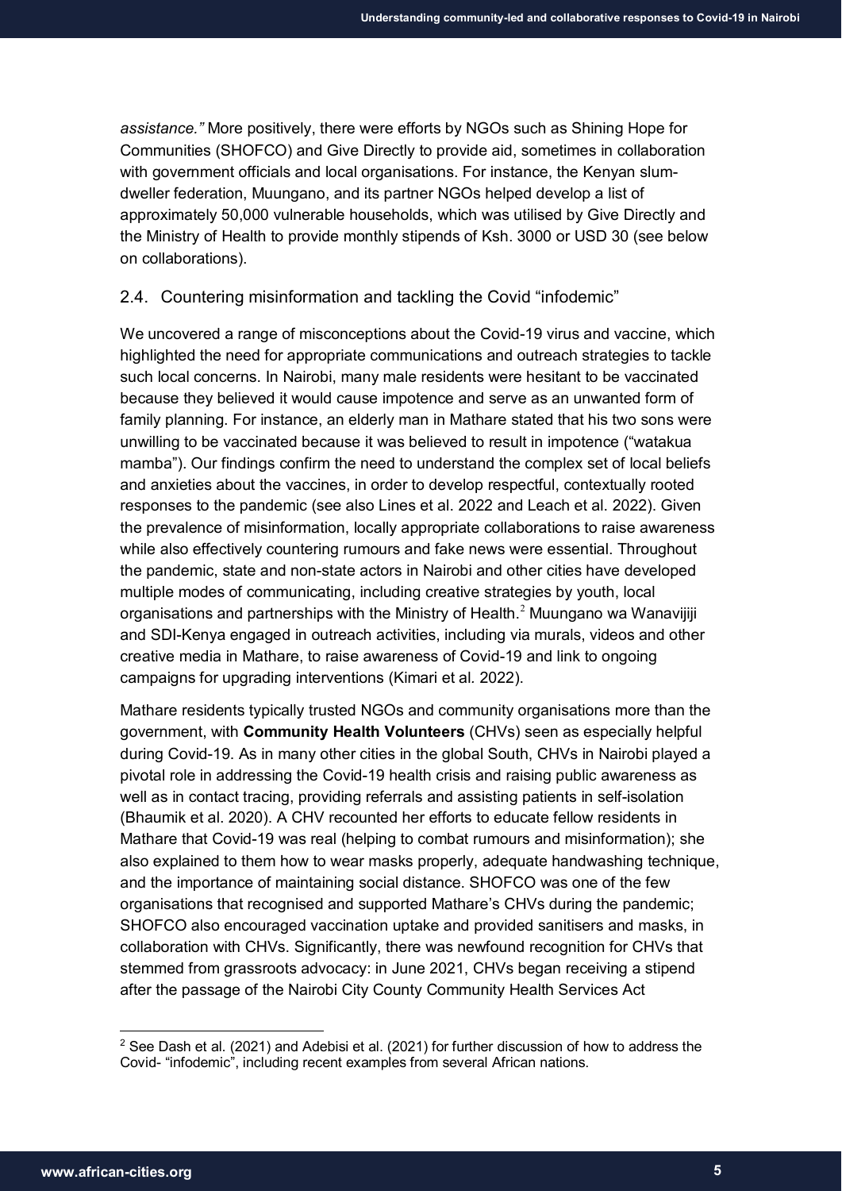*assistance."* More positively, there were efforts by NGOs such as Shining Hope for Communities (SHOFCO) and Give Directly to provide aid, sometimes in collaboration with government officials and local organisations. For instance, the Kenyan slum-dweller federation, Muungano, and its partner NGOs helped develop a list of approximately 50,000 vulnerable households, which was utilised by Give Directly and the Ministry of Health to provide monthly stipends of Ksh. 3000 or USD 30 (see below on collaborations).

## 2.4. Countering misinformation and tackling the Covid "infodemic"

We uncovered a range of misconceptions about the Covid-19 virus and vaccine, which highlighted the need for appropriate communications and outreach strategies to tackle such local concerns. In Nairobi, many male residents were hesitant to be vaccinated because they believed it would cause impotence and serve as an unwanted form of family planning. For instance, an elderly man in Mathare stated that his two sons were unwilling to be vaccinated because it was believed to result in impotence ("watakua mamba"). Our findings confirm the need to understand the complex set of local beliefs and anxieties about the vaccines, in order to develop respectful, contextually rooted responses to the pandemic (see also Lines et al. 2022 and Leach et al. 2022). Given the prevalence of misinformation, locally appropriate collaborations to raise awareness while also effectively countering rumours and fake news were essential. Throughout the pandemic, state and non-state actors in Nairobi and other cities have developed multiple modes of communicating, including creative strategies by youth, local organisations and partnerships with the Ministry of Health.[2] Muungano wa Wanavijiji and SDI-Kenya engaged in outreach activities, including via murals, videos and other creative media in Mathare, to raise awareness of Covid-19 and link to ongoing campaigns for upgrading interventions (Kimari et al. 2022).

Mathare residents typically trusted NGOs and community organisations more than the government, with **Community Health Volunteers** (CHVs) seen as especially helpful during Covid-19. As in many other cities in the global South, CHVs in Nairobi played a pivotal role in addressing the Covid-19 health crisis and raising public awareness as well as in contact tracing, providing referrals and assisting patients in self-isolation (Bhaumik et al. 2020). A CHV recounted her efforts to educate fellow residents in Mathare that Covid-19 was real (helping to combat rumours and misinformation); she also explained to them how to wear masks properly, adequate handwashing technique, and the importance of maintaining social distance. SHOFCO was one of the few organisations that recognised and supported Mathare's CHVs during the pandemic; SHOFCO also encouraged vaccination uptake and provided sanitisers and masks, in collaboration with CHVs. Significantly, there was newfound recognition for CHVs that stemmed from grassroots advocacy: in June 2021, CHVs began receiving a stipend after the passage of the Nairobi City County Community Health Services Act

---

[2] See Dash et al. (2021) and Adebisi et al. (2021) for further discussion of how to address the Covid- "infodemic", including recent examples from several African nations.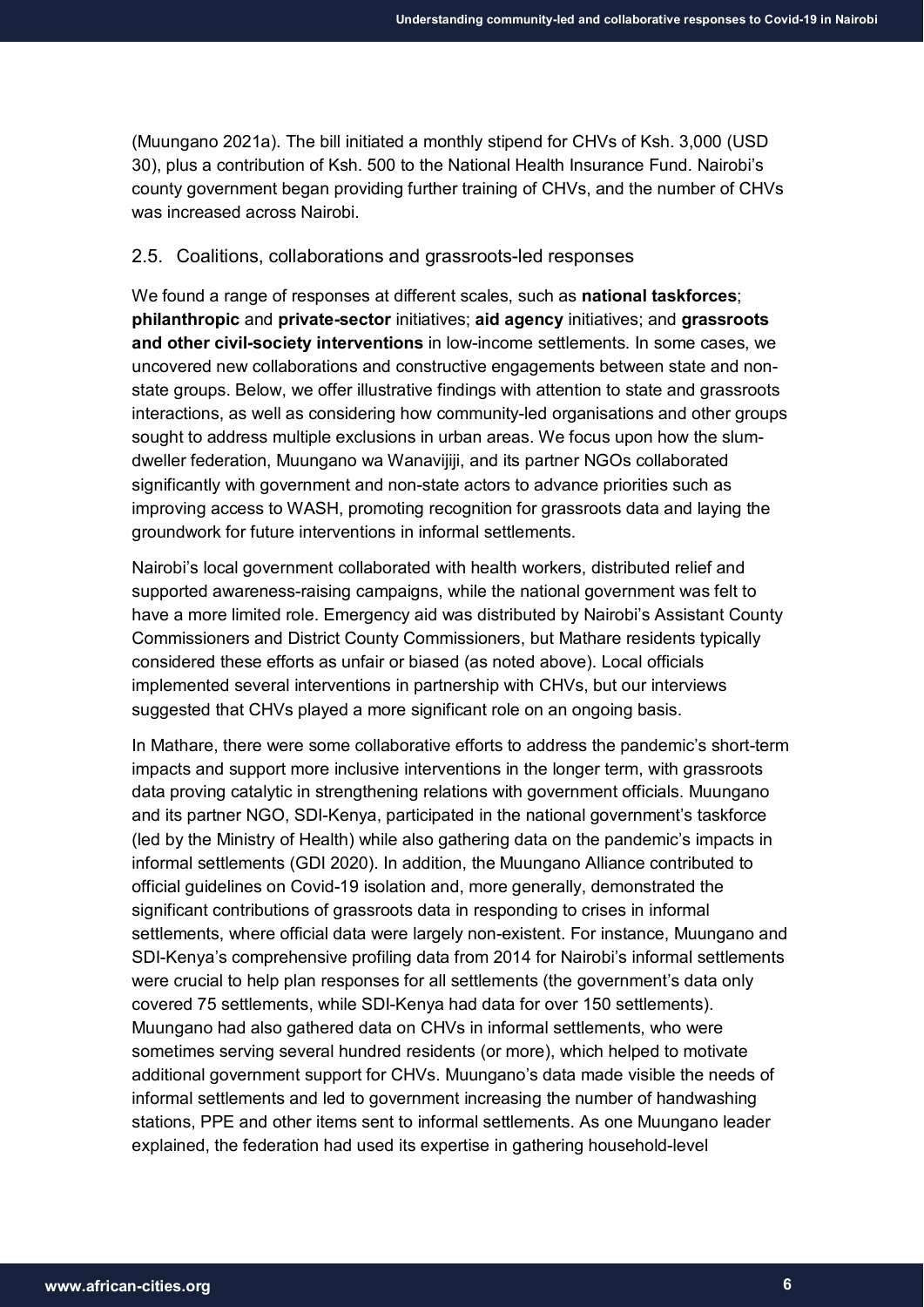(Muungano 2021a). The bill initiated a monthly stipend for CHVs of Ksh. 3,000 (USD 30), plus a contribution of Ksh. 500 to the National Health Insurance Fund. Nairobi's county government began providing further training of CHVs, and the number of CHVs was increased across Nairobi.

### 2.5. Coalitions, collaborations and grassroots-led responses

We found a range of responses at different scales, such as **national taskforces**; **philanthropic** and **private-sector** initiatives; **aid agency** initiatives; and **grassroots and other civil-society interventions** in low-income settlements. In some cases, we uncovered new collaborations and constructive engagements between state and non-state groups. Below, we offer illustrative findings with attention to state and grassroots interactions, as well as considering how community-led organisations and other groups sought to address multiple exclusions in urban areas. We focus upon how the slum-dweller federation, Muungano wa Wanavijiji, and its partner NGOs collaborated significantly with government and non-state actors to advance priorities such as improving access to WASH, promoting recognition for grassroots data and laying the groundwork for future interventions in informal settlements.

Nairobi's local government collaborated with health workers, distributed relief and supported awareness-raising campaigns, while the national government was felt to have a more limited role. Emergency aid was distributed by Nairobi's Assistant County Commissioners and District County Commissioners, but Mathare residents typically considered these efforts as unfair or biased (as noted above). Local officials implemented several interventions in partnership with CHVs, but our interviews suggested that CHVs played a more significant role on an ongoing basis.

In Mathare, there were some collaborative efforts to address the pandemic's short-term impacts and support more inclusive interventions in the longer term, with grassroots data proving catalytic in strengthening relations with government officials. Muungano and its partner NGO, SDI-Kenya, participated in the national government's taskforce (led by the Ministry of Health) while also gathering data on the pandemic's impacts in informal settlements (GDI 2020). In addition, the Muungano Alliance contributed to official guidelines on Covid-19 isolation and, more generally, demonstrated the significant contributions of grassroots data in responding to crises in informal settlements, where official data were largely non-existent. For instance, Muungano and SDI-Kenya's comprehensive profiling data from 2014 for Nairobi's informal settlements were crucial to help plan responses for all settlements (the government's data only covered 75 settlements, while SDI-Kenya had data for over 150 settlements). Muungano had also gathered data on CHVs in informal settlements, who were sometimes serving several hundred residents (or more), which helped to motivate additional government support for CHVs. Muungano's data made visible the needs of informal settlements and led to government increasing the number of handwashing stations, PPE and other items sent to informal settlements. As one Muungano leader explained, the federation had used its expertise in gathering household-level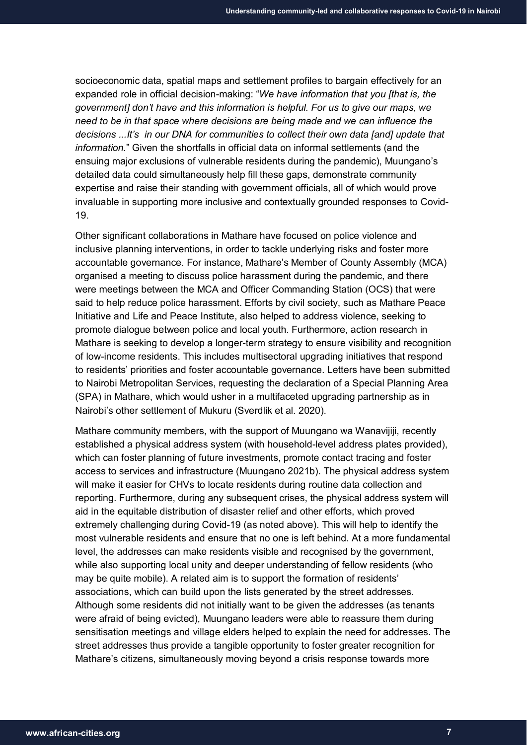socioeconomic data, spatial maps and settlement profiles to bargain effectively for an expanded role in official decision-making: "*We have information that you [that is, the government] don't have and this information is helpful. For us to give our maps, we need to be in that space where decisions are being made and we can influence the decisions ...It's in our DNA for communities to collect their own data [and] update that information.*" Given the shortfalls in official data on informal settlements (and the ensuing major exclusions of vulnerable residents during the pandemic), Muungano's detailed data could simultaneously help fill these gaps, demonstrate community expertise and raise their standing with government officials, all of which would prove invaluable in supporting more inclusive and contextually grounded responses to Covid-19.

Other significant collaborations in Mathare have focused on police violence and inclusive planning interventions, in order to tackle underlying risks and foster more accountable governance. For instance, Mathare's Member of County Assembly (MCA) organised a meeting to discuss police harassment during the pandemic, and there were meetings between the MCA and Officer Commanding Station (OCS) that were said to help reduce police harassment. Efforts by civil society, such as Mathare Peace Initiative and Life and Peace Institute, also helped to address violence, seeking to promote dialogue between police and local youth. Furthermore, action research in Mathare is seeking to develop a longer-term strategy to ensure visibility and recognition of low-income residents. This includes multisectoral upgrading initiatives that respond to residents' priorities and foster accountable governance. Letters have been submitted to Nairobi Metropolitan Services, requesting the declaration of a Special Planning Area (SPA) in Mathare, which would usher in a multifaceted upgrading partnership as in Nairobi's other settlement of Mukuru (Sverdlik et al. 2020).

Mathare community members, with the support of Muungano wa Wanavijiji, recently established a physical address system (with household-level address plates provided), which can foster planning of future investments, promote contact tracing and foster access to services and infrastructure (Muungano 2021b). The physical address system will make it easier for CHVs to locate residents during routine data collection and reporting. Furthermore, during any subsequent crises, the physical address system will aid in the equitable distribution of disaster relief and other efforts, which proved extremely challenging during Covid-19 (as noted above). This will help to identify the most vulnerable residents and ensure that no one is left behind. At a more fundamental level, the addresses can make residents visible and recognised by the government, while also supporting local unity and deeper understanding of fellow residents (who may be quite mobile). A related aim is to support the formation of residents' associations, which can build upon the lists generated by the street addresses. Although some residents did not initially want to be given the addresses (as tenants were afraid of being evicted), Muungano leaders were able to reassure them during sensitisation meetings and village elders helped to explain the need for addresses. The street addresses thus provide a tangible opportunity to foster greater recognition for Mathare's citizens, simultaneously moving beyond a crisis response towards more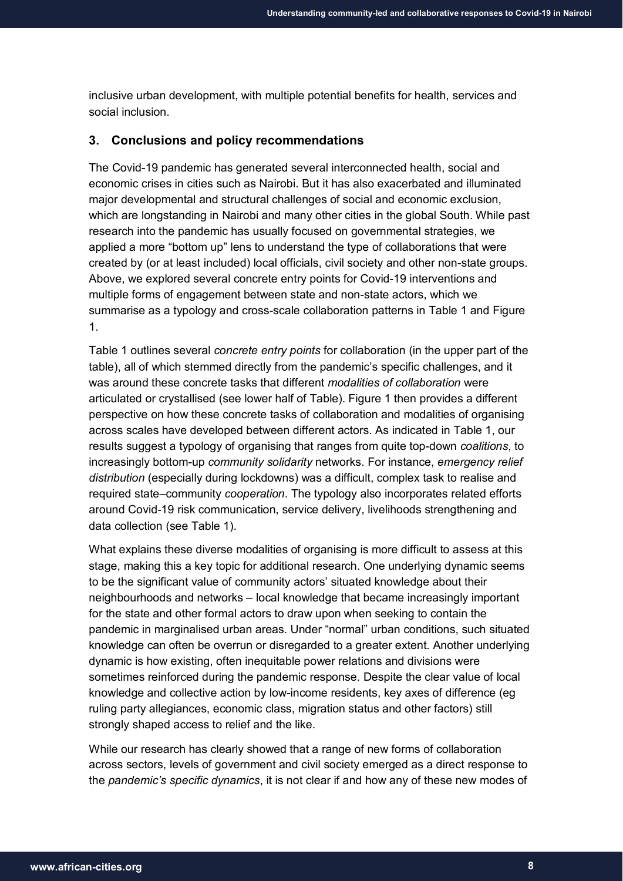inclusive urban development, with multiple potential benefits for health, services and social inclusion.

## 3. Conclusions and policy recommendations

The Covid-19 pandemic has generated several interconnected health, social and economic crises in cities such as Nairobi. But it has also exacerbated and illuminated major developmental and structural challenges of social and economic exclusion, which are longstanding in Nairobi and many other cities in the global South. While past research into the pandemic has usually focused on governmental strategies, we applied a more "bottom up" lens to understand the type of collaborations that were created by (or at least included) local officials, civil society and other non-state groups. Above, we explored several concrete entry points for Covid-19 interventions and multiple forms of engagement between state and non-state actors, which we summarise as a typology and cross-scale collaboration patterns in Table 1 and Figure 1.

Table 1 outlines several *concrete entry points* for collaboration (in the upper part of the table), all of which stemmed directly from the pandemic's specific challenges, and it was around these concrete tasks that different *modalities of collaboration* were articulated or crystallised (see lower half of Table). Figure 1 then provides a different perspective on how these concrete tasks of collaboration and modalities of organising across scales have developed between different actors. As indicated in Table 1, our results suggest a typology of organising that ranges from quite top-down *coalitions*, to increasingly bottom-up *community solidarity* networks. For instance, *emergency relief distribution* (especially during lockdowns) was a difficult, complex task to realise and required state–community *cooperation*. The typology also incorporates related efforts around Covid-19 risk communication, service delivery, livelihoods strengthening and data collection (see Table 1).

What explains these diverse modalities of organising is more difficult to assess at this stage, making this a key topic for additional research. One underlying dynamic seems to be the significant value of community actors' situated knowledge about their neighbourhoods and networks – local knowledge that became increasingly important for the state and other formal actors to draw upon when seeking to contain the pandemic in marginalised urban areas. Under "normal" urban conditions, such situated knowledge can often be overrun or disregarded to a greater extent. Another underlying dynamic is how existing, often inequitable power relations and divisions were sometimes reinforced during the pandemic response. Despite the clear value of local knowledge and collective action by low-income residents, key axes of difference (eg ruling party allegiances, economic class, migration status and other factors) still strongly shaped access to relief and the like.

While our research has clearly showed that a range of new forms of collaboration across sectors, levels of government and civil society emerged as a direct response to the *pandemic's specific dynamics*, it is not clear if and how any of these new modes of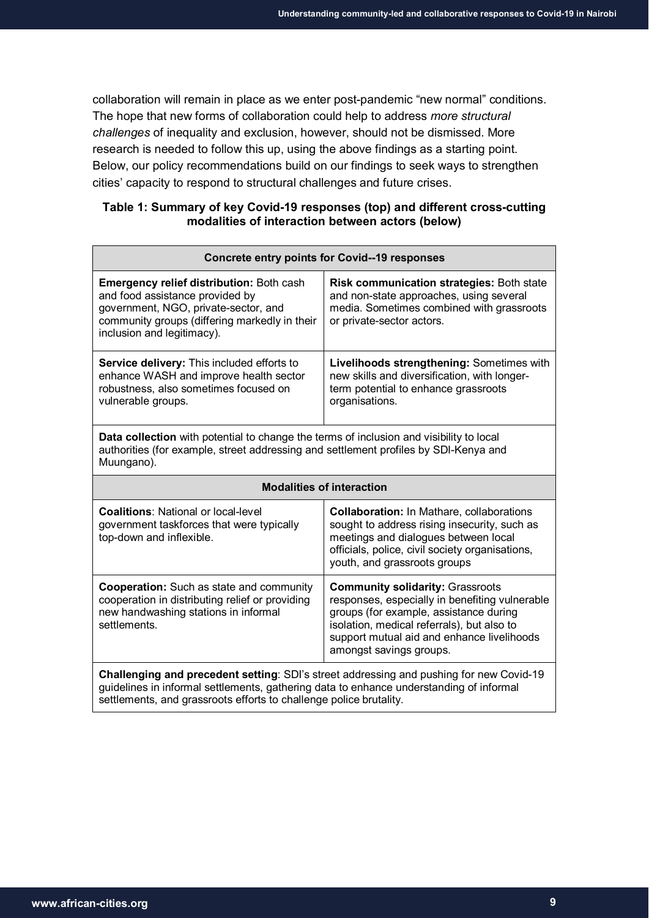collaboration will remain in place as we enter post-pandemic "new normal" conditions. The hope that new forms of collaboration could help to address *more structural challenges* of inequality and exclusion, however, should not be dismissed. More research is needed to follow this up, using the above findings as a starting point. Below, our policy recommendations build on our findings to seek ways to strengthen cities' capacity to respond to structural challenges and future crises.

**Table 1: Summary of key Covid-19 responses (top) and different cross-cutting modalities of interaction between actors (below)**

| **Concrete entry points for Covid--19 responses** | |
|---|---|
| **Emergency relief distribution:** Both cash and food assistance provided by government, NGO, private-sector, and community groups (differing markedly in their inclusion and legitimacy). | **Risk communication strategies:** Both state and non-state approaches, using several media. Sometimes combined with grassroots or private-sector actors. |
| **Service delivery:** This included efforts to enhance WASH and improve health sector robustness, also sometimes focused on vulnerable groups. | **Livelihoods strengthening:** Sometimes with new skills and diversification, with longer-term potential to enhance grassroots organisations. |
| **Data collection** with potential to change the terms of inclusion and visibility to local authorities (for example, street addressing and settlement profiles by SDI-Kenya and Muungano). | |
| **Modalities of interaction** | |
| **Coalitions**: National or local-level government taskforces that were typically top-down and inflexible. | **Collaboration:** In Mathare, collaborations sought to address rising insecurity, such as meetings and dialogues between local officials, police, civil society organisations, youth, and grassroots groups |
| **Cooperation:** Such as state and community cooperation in distributing relief or providing new handwashing stations in informal settlements. | **Community solidarity:** Grassroots responses, especially in benefiting vulnerable groups (for example, assistance during isolation, medical referrals), but also to support mutual aid and enhance livelihoods amongst savings groups. |
| **Challenging and precedent setting**: SDI's street addressing and pushing for new Covid-19 guidelines in informal settlements, gathering data to enhance understanding of informal settlements, and grassroots efforts to challenge police brutality. | |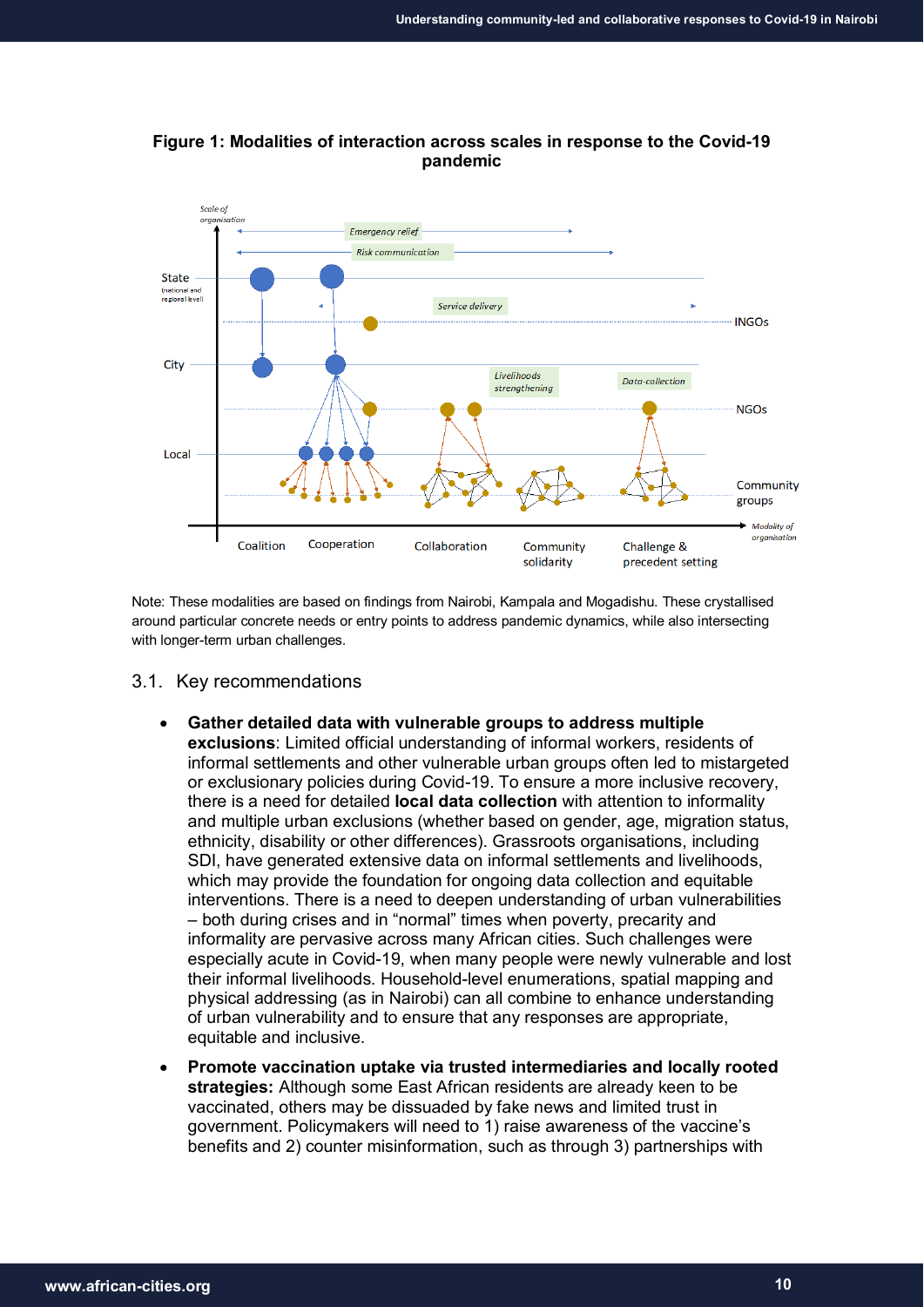**Figure 1: Modalities of interaction across scales in response to the Covid-19 pandemic**

Note: These modalities are based on findings from Nairobi, Kampala and Mogadishu. These crystallised around particular concrete needs or entry points to address pandemic dynamics, while also intersecting with longer-term urban challenges.

## 3.1. Key recommendations

- **Gather detailed data with vulnerable groups to address multiple exclusions**: Limited official understanding of informal workers, residents of informal settlements and other vulnerable urban groups often led to mistargeted or exclusionary policies during Covid-19. To ensure a more inclusive recovery, there is a need for detailed **local data collection** with attention to informality and multiple urban exclusions (whether based on gender, age, migration status, ethnicity, disability or other differences). Grassroots organisations, including SDI, have generated extensive data on informal settlements and livelihoods, which may provide the foundation for ongoing data collection and equitable interventions. There is a need to deepen understanding of urban vulnerabilities – both during crises and in "normal" times when poverty, precarity and informality are pervasive across many African cities. Such challenges were especially acute in Covid-19, when many people were newly vulnerable and lost their informal livelihoods. Household-level enumerations, spatial mapping and physical addressing (as in Nairobi) can all combine to enhance understanding of urban vulnerability and to ensure that any responses are appropriate, equitable and inclusive.

- **Promote vaccination uptake via trusted intermediaries and locally rooted strategies:** Although some East African residents are already keen to be vaccinated, others may be dissuaded by fake news and limited trust in government. Policymakers will need to 1) raise awareness of the vaccine's benefits and 2) counter misinformation, such as through 3) partnerships with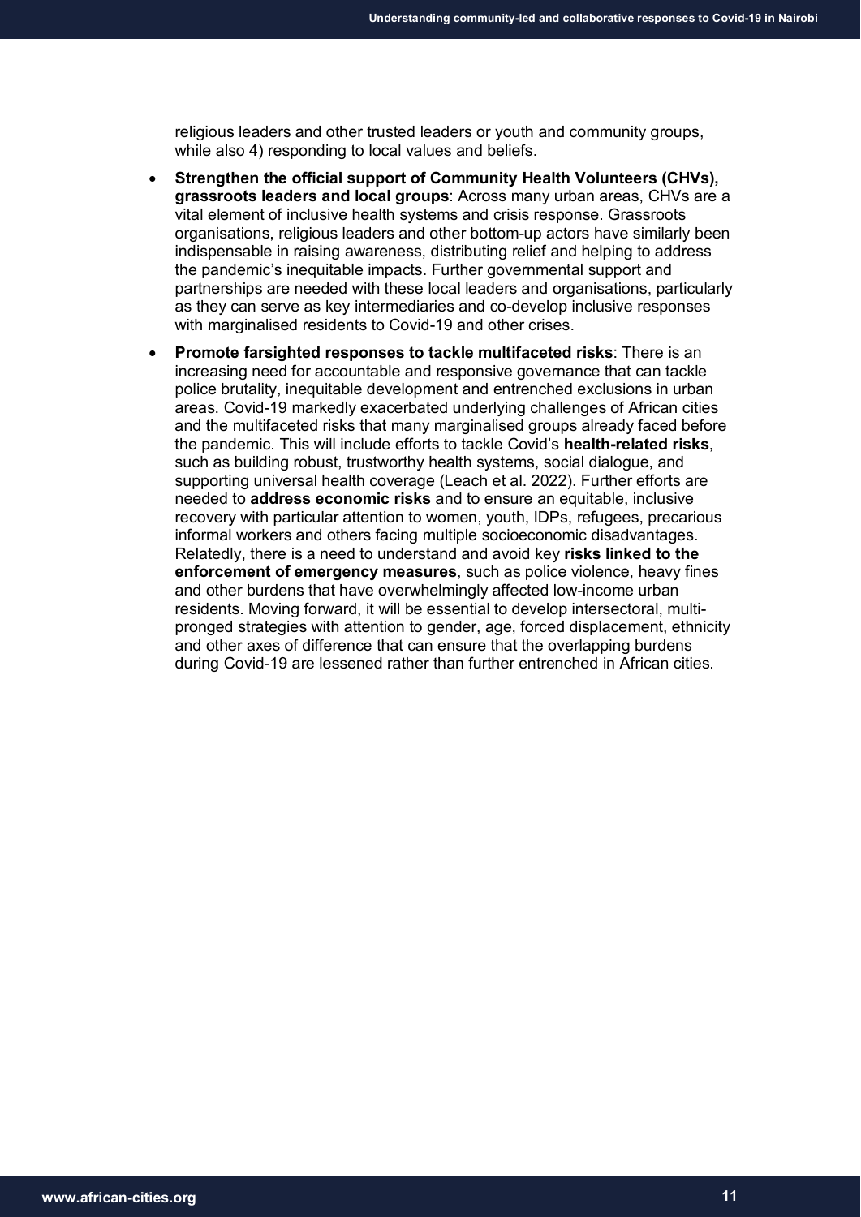religious leaders and other trusted leaders or youth and community groups, while also 4) responding to local values and beliefs.

- **Strengthen the official support of Community Health Volunteers (CHVs), grassroots leaders and local groups**: Across many urban areas, CHVs are a vital element of inclusive health systems and crisis response. Grassroots organisations, religious leaders and other bottom-up actors have similarly been indispensable in raising awareness, distributing relief and helping to address the pandemic's inequitable impacts. Further governmental support and partnerships are needed with these local leaders and organisations, particularly as they can serve as key intermediaries and co-develop inclusive responses with marginalised residents to Covid-19 and other crises.
- **Promote farsighted responses to tackle multifaceted risks**: There is an increasing need for accountable and responsive governance that can tackle police brutality, inequitable development and entrenched exclusions in urban areas. Covid-19 markedly exacerbated underlying challenges of African cities and the multifaceted risks that many marginalised groups already faced before the pandemic. This will include efforts to tackle Covid's **health-related risks**, such as building robust, trustworthy health systems, social dialogue, and supporting universal health coverage (Leach et al. 2022). Further efforts are needed to **address economic risks** and to ensure an equitable, inclusive recovery with particular attention to women, youth, IDPs, refugees, precarious informal workers and others facing multiple socioeconomic disadvantages. Relatedly, there is a need to understand and avoid key **risks linked to the enforcement of emergency measures**, such as police violence, heavy fines and other burdens that have overwhelmingly affected low-income urban residents. Moving forward, it will be essential to develop intersectoral, multi-pronged strategies with attention to gender, age, forced displacement, ethnicity and other axes of difference that can ensure that the overlapping burdens during Covid-19 are lessened rather than further entrenched in African cities.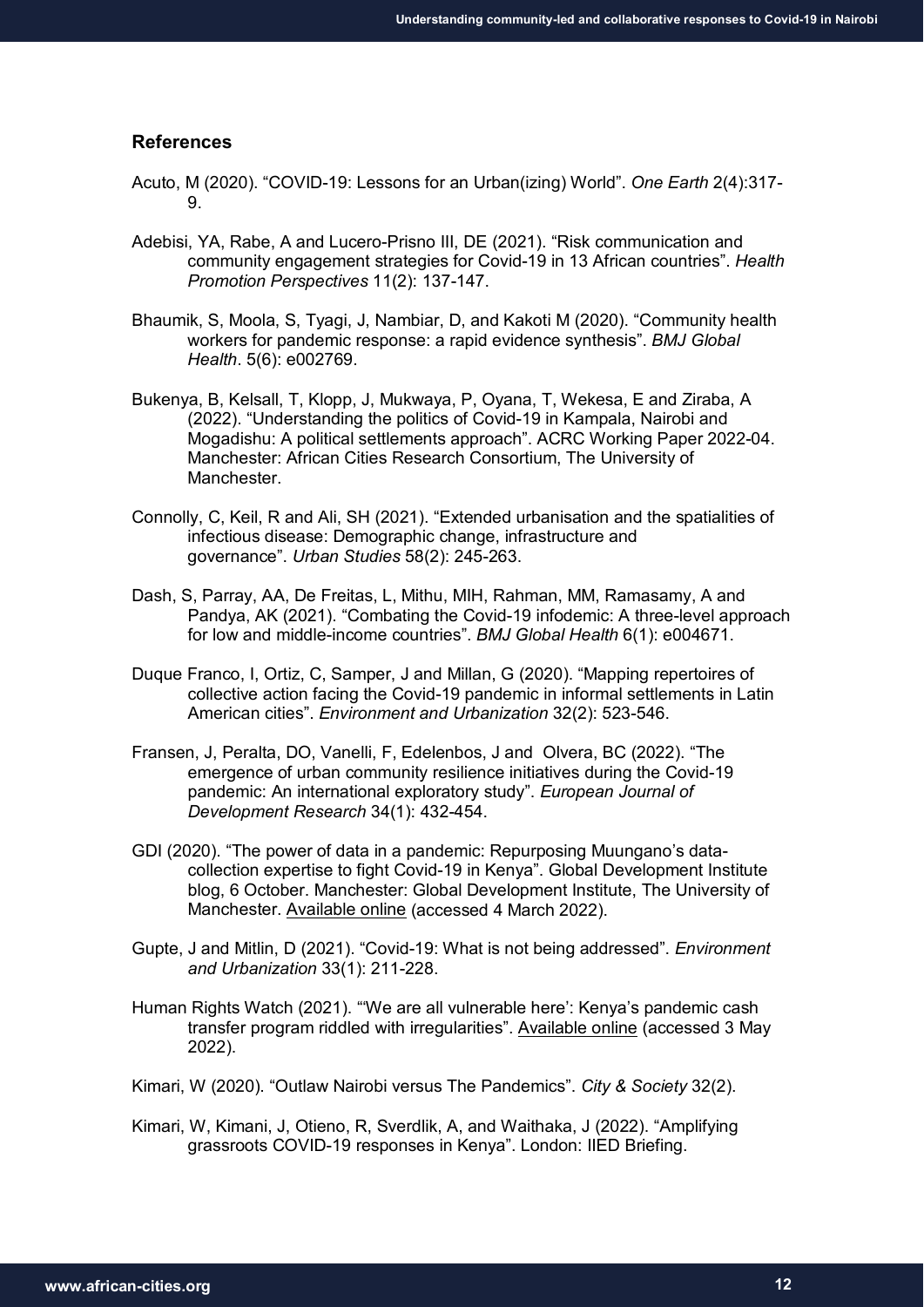## References

Acuto, M (2020). "COVID-19: Lessons for an Urban(izing) World". *One Earth* 2(4):317-9.

Adebisi, YA, Rabe, A and Lucero-Prisno III, DE (2021). "Risk communication and community engagement strategies for Covid-19 in 13 African countries". *Health Promotion Perspectives* 11(2): 137-147.

Bhaumik, S, Moola, S, Tyagi, J, Nambiar, D, and Kakoti M (2020). "Community health workers for pandemic response: a rapid evidence synthesis". *BMJ Global Health*. 5(6): e002769.

Bukenya, B, Kelsall, T, Klopp, J, Mukwaya, P, Oyana, T, Wekesa, E and Ziraba, A (2022). "Understanding the politics of Covid-19 in Kampala, Nairobi and Mogadishu: A political settlements approach". ACRC Working Paper 2022-04. Manchester: African Cities Research Consortium, The University of Manchester.

Connolly, C, Keil, R and Ali, SH (2021). "Extended urbanisation and the spatialities of infectious disease: Demographic change, infrastructure and governance". *Urban Studies* 58(2): 245-263.

Dash, S, Parray, AA, De Freitas, L, Mithu, MIH, Rahman, MM, Ramasamy, A and Pandya, AK (2021). "Combating the Covid-19 infodemic: A three-level approach for low and middle-income countries". *BMJ Global Health* 6(1): e004671.

Duque Franco, I, Ortiz, C, Samper, J and Millan, G (2020). "Mapping repertoires of collective action facing the Covid-19 pandemic in informal settlements in Latin American cities". *Environment and Urbanization* 32(2): 523-546.

Fransen, J, Peralta, DO, Vanelli, F, Edelenbos, J and Olvera, BC (2022). "The emergence of urban community resilience initiatives during the Covid-19 pandemic: An international exploratory study". *European Journal of Development Research* 34(1): 432-454.

GDI (2020). "The power of data in a pandemic: Repurposing Muungano's data-collection expertise to fight Covid-19 in Kenya". Global Development Institute blog, 6 October. Manchester: Global Development Institute, The University of Manchester. Available online (accessed 4 March 2022).

Gupte, J and Mitlin, D (2021). "Covid-19: What is not being addressed". *Environment and Urbanization* 33(1): 211-228.

Human Rights Watch (2021). "'We are all vulnerable here': Kenya's pandemic cash transfer program riddled with irregularities". Available online (accessed 3 May 2022).

Kimari, W (2020). "Outlaw Nairobi versus The Pandemics". *City & Society* 32(2).

Kimari, W, Kimani, J, Otieno, R, Sverdlik, A, and Waithaka, J (2022). "Amplifying grassroots COVID-19 responses in Kenya". London: IIED Briefing.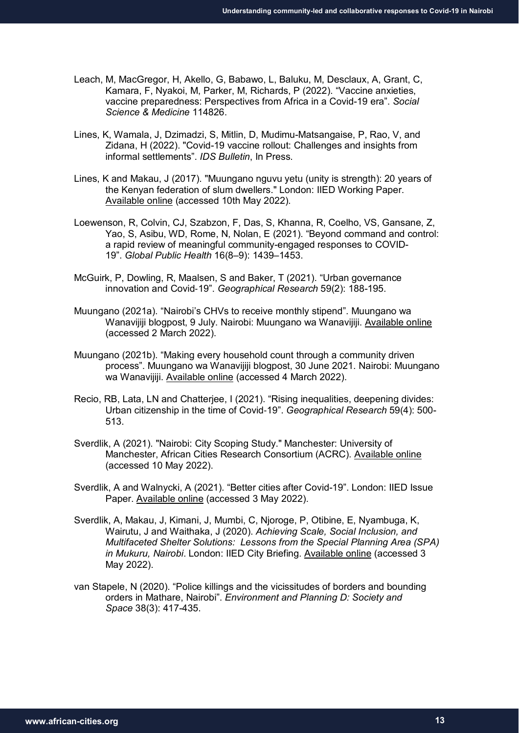Leach, M, MacGregor, H, Akello, G, Babawo, L, Baluku, M, Desclaux, A, Grant, C, Kamara, F, Nyakoi, M, Parker, M, Richards, P (2022). "Vaccine anxieties, vaccine preparedness: Perspectives from Africa in a Covid-19 era". *Social Science & Medicine* 114826.

Lines, K, Wamala, J, Dzimadzi, S, Mitlin, D, Mudimu-Matsangaise, P, Rao, V, and Zidana, H (2022). "Covid-19 vaccine rollout: Challenges and insights from informal settlements". *IDS Bulletin*, In Press.

Lines, K and Makau, J (2017). "Muungano nguvu yetu (unity is strength): 20 years of the Kenyan federation of slum dwellers." London: IIED Working Paper. Available online (accessed 10th May 2022).

Loewenson, R, Colvin, CJ, Szabzon, F, Das, S, Khanna, R, Coelho, VS, Gansane, Z, Yao, S, Asibu, WD, Rome, N, Nolan, E (2021). "Beyond command and control: a rapid review of meaningful community-engaged responses to COVID-19". *Global Public Health* 16(8–9): 1439–1453.

McGuirk, P, Dowling, R, Maalsen, S and Baker, T (2021). "Urban governance innovation and Covid-19". *Geographical Research* 59(2): 188-195.

Muungano (2021a). "Nairobi's CHVs to receive monthly stipend". Muungano wa Wanavijiji blogpost, 9 July. Nairobi: Muungano wa Wanavijiji. Available online (accessed 2 March 2022).

Muungano (2021b). "Making every household count through a community driven process". Muungano wa Wanavijiji blogpost, 30 June 2021. Nairobi: Muungano wa Wanavijiji. Available online (accessed 4 March 2022).

Recio, RB, Lata, LN and Chatterjee, I (2021). "Rising inequalities, deepening divides: Urban citizenship in the time of Covid-19". *Geographical Research* 59(4): 500-513.

Sverdlik, A (2021). "Nairobi: City Scoping Study." Manchester: University of Manchester, African Cities Research Consortium (ACRC). Available online (accessed 10 May 2022).

Sverdlik, A and Walnycki, A (2021). "Better cities after Covid-19". London: IIED Issue Paper. Available online (accessed 3 May 2022).

Sverdlik, A, Makau, J, Kimani, J, Mumbi, C, Njoroge, P, Otibine, E, Nyambuga, K, Wairutu, J and Waithaka, J (2020). *Achieving Scale, Social Inclusion, and Multifaceted Shelter Solutions: Lessons from the Special Planning Area (SPA) in Mukuru, Nairobi*. London: IIED City Briefing. Available online (accessed 3 May 2022).

van Stapele, N (2020). "Police killings and the vicissitudes of borders and bounding orders in Mathare, Nairobi". *Environment and Planning D: Society and Space* 38(3): 417-435.